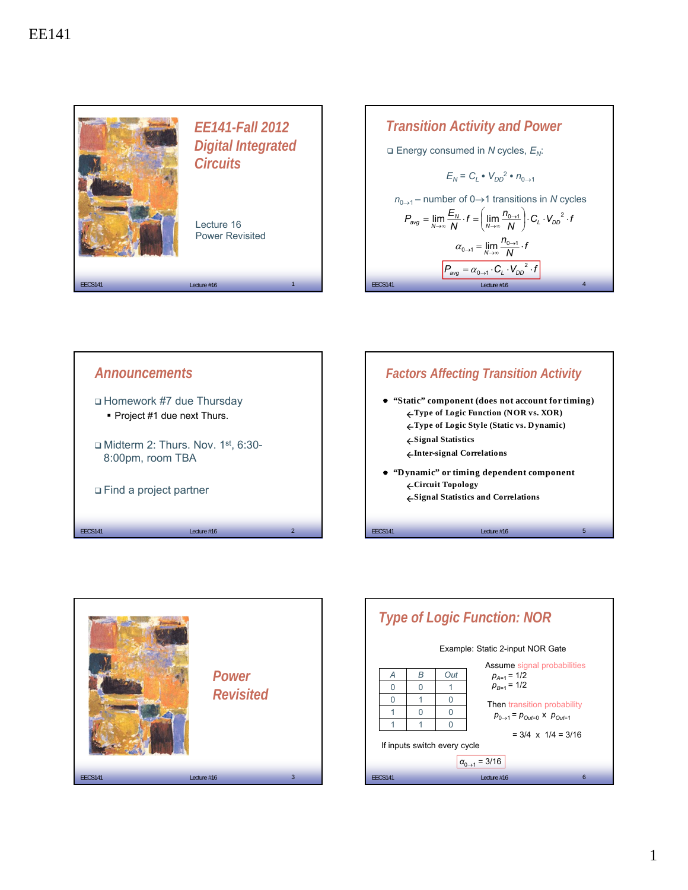EE141

# EE141-Fall 2012 Digital Integrated Circuits

Lecture 16
Power Revisited

## Announcements

- Homework #7 due Thursday
  - Project #1 due next Thurs.
- Midterm 2: Thurs. Nov. 1st, 6:30-8:00pm, room TBA
- Find a project partner

# Power Revisited

## Transition Activity and Power

- Energy consumed in $N$ cycles, $E_N$:

$$E_N = C_L \cdot V_{DD}^2 \cdot n_{0\to 1}$$

$n_{0\to 1}$ – number of 0→1 transitions in $N$ cycles

$$P_{avg} = \lim_{N\to\infty} \frac{E_N}{N} \cdot f = \left( \lim_{N\to\infty} \frac{n_{0\to 1}}{N} \right) \cdot C_L \cdot V_{DD}^2 \cdot f$$

$$\alpha_{0\to 1} = \lim_{N\to\infty} \frac{n_{0\to 1}}{N} \cdot f$$

$$P_{avg} = \alpha_{0\to 1} \cdot C_L \cdot V_{DD}^2 \cdot f$$

## Factors Affecting Transition Activity

- "Static" component (does not account for timing)
  - Type of Logic Function (NOR vs. XOR)
  - Type of Logic Style (Static vs. Dynamic)
  - Signal Statistics
  - Inter-signal Correlations
- "Dynamic" or timing dependent component
  - Circuit Topology
  - Signal Statistics and Correlations

## Type of Logic Function: NOR

Example: Static 2-input NOR Gate

| A | B | Out |
|---|---|---|
| 0 | 0 | 1 |
| 0 | 1 | 0 |
| 1 | 0 | 0 |
| 1 | 1 | 0 |

Assume signal probabilities
$p_{A=1} = 1/2$
$p_{B=1} = 1/2$

Then transition probability
$p_{0\to 1} = p_{Out=0} \times p_{Out=1}$

$= 3/4 \times 1/4 = 3/16$

If inputs switch every cycle

$\alpha_{0\to 1} = 3/16$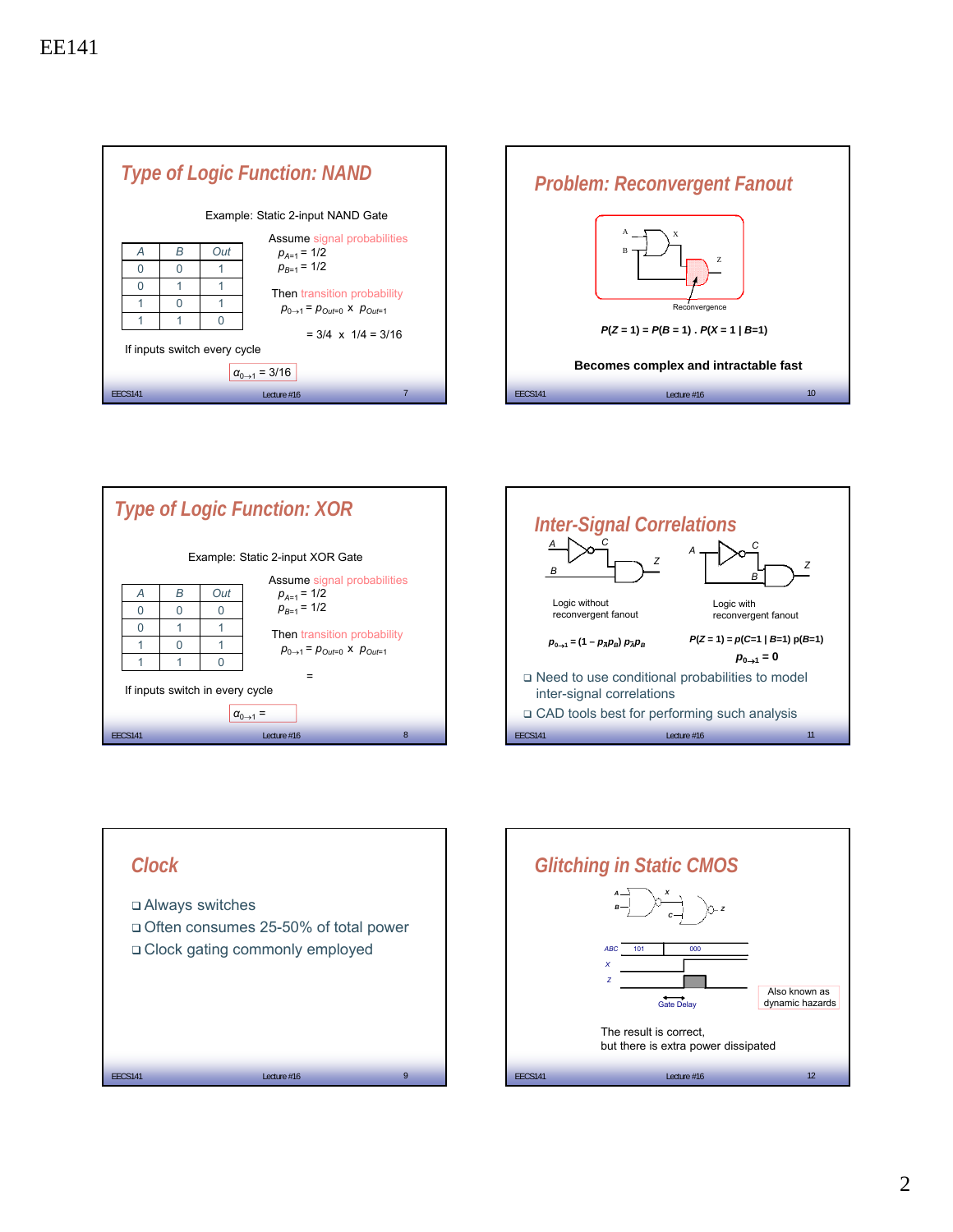## Type of Logic Function: NAND

Example: Static 2-input NAND Gate

| A | B | Out |
|---|---|---|
| 0 | 0 | 1 |
| 0 | 1 | 1 |
| 1 | 0 | 1 |
| 1 | 1 | 0 |

Assume signal probabilities
$p_{A=1} = 1/2$
$p_{B=1} = 1/2$

Then transition probability
$p_{0\rightarrow1} = p_{Out=0} \times p_{Out=1}$

$= 3/4 \times 1/4 = 3/16$

If inputs switch every cycle

$\alpha_{0\rightarrow1} = 3/16$

## Problem: Reconvergent Fanout

A, B, X, Z

Reconvergence

$P(Z = 1) = P(B = 1) \cdot P(X = 1 \mid B=1)$

**Becomes complex and intractable fast**

## Type of Logic Function: XOR

Example: Static 2-input XOR Gate

| A | B | Out |
|---|---|---|
| 0 | 0 | 0 |
| 0 | 1 | 1 |
| 1 | 0 | 1 |
| 1 | 1 | 0 |

Assume signal probabilities
$p_{A=1} = 1/2$
$p_{B=1} = 1/2$

Then transition probability
$p_{0\rightarrow1} = p_{Out=0} \times p_{Out=1}$

=

If inputs switch in every cycle

$\alpha_{0\rightarrow1} =$

## Inter-Signal Correlations

A, B, C, Z

Logic without reconvergent fanout

$p_{0\rightarrow1} = (1 - p_{\bar{A}}p_B)\, p_{\bar{A}}p_B$

Logic with reconvergent fanout

$P(Z = 1) = p(C=1 \mid B=1)\, p(B=1)$

$p_{0\rightarrow1} = 0$

- Need to use conditional probabilities to model inter-signal correlations
- CAD tools best for performing such analysis

## Clock

- Always switches
- Often consumes 25-50% of total power
- Clock gating commonly employed

## Glitching in Static CMOS

A, B, X, C, Z

ABC: 101, 000

X

Z

Gate Delay

Also known as dynamic hazards

The result is correct,
but there is extra power dissipated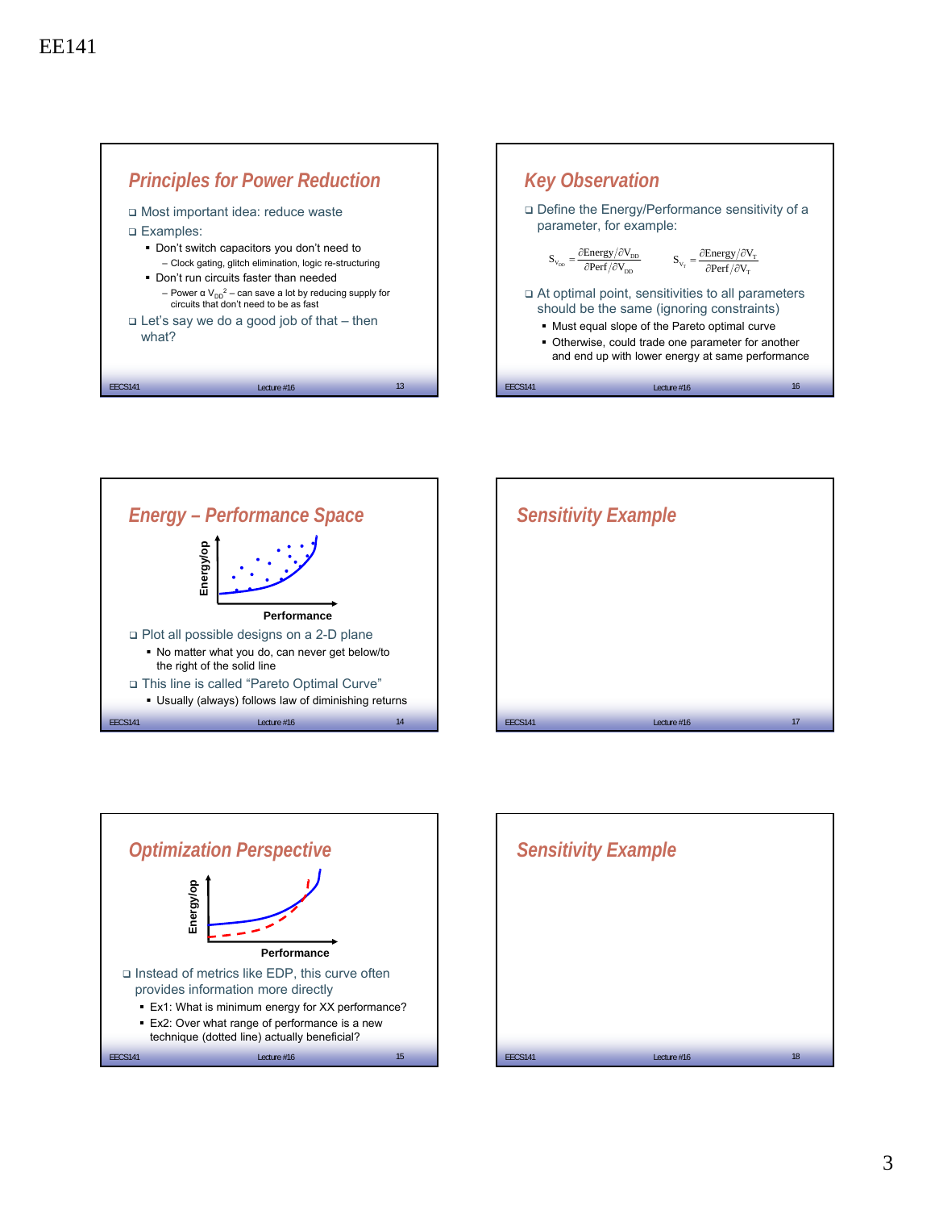## Principles for Power Reduction

- Most important idea: reduce waste
- Examples:
  - Don't switch capacitors you don't need to
    - Clock gating, glitch elimination, logic re-structuring
  - Don't run circuits faster than needed
    - Power α $V_{DD}^2$ – can save a lot by reducing supply for circuits that don't need to be as fast
- Let's say we do a good job of that – then what?

## Energy – Performance Space

Energy/op

Performance

- Plot all possible designs on a 2-D plane
  - No matter what you do, can never get below/to the right of the solid line
- This line is called "Pareto Optimal Curve"
  - Usually (always) follows law of diminishing returns

## Optimization Perspective

Energy/op

Performance

- Instead of metrics like EDP, this curve often provides information more directly
  - Ex1: What is minimum energy for XX performance?
  - Ex2: Over what range of performance is a new technique (dotted line) actually beneficial?

## Key Observation

- Define the Energy/Performance sensitivity of a parameter, for example:

$$S_{V_{DD}} = \frac{\partial \text{Energy}/\partial V_{DD}}{\partial \text{Perf}/\partial V_{DD}} \qquad S_{V_T} = \frac{\partial \text{Energy}/\partial V_T}{\partial \text{Perf}/\partial V_T}$$

- At optimal point, sensitivities to all parameters should be the same (ignoring constraints)
  - Must equal slope of the Pareto optimal curve
  - Otherwise, could trade one parameter for another and end up with lower energy at same performance

## Sensitivity Example

## Sensitivity Example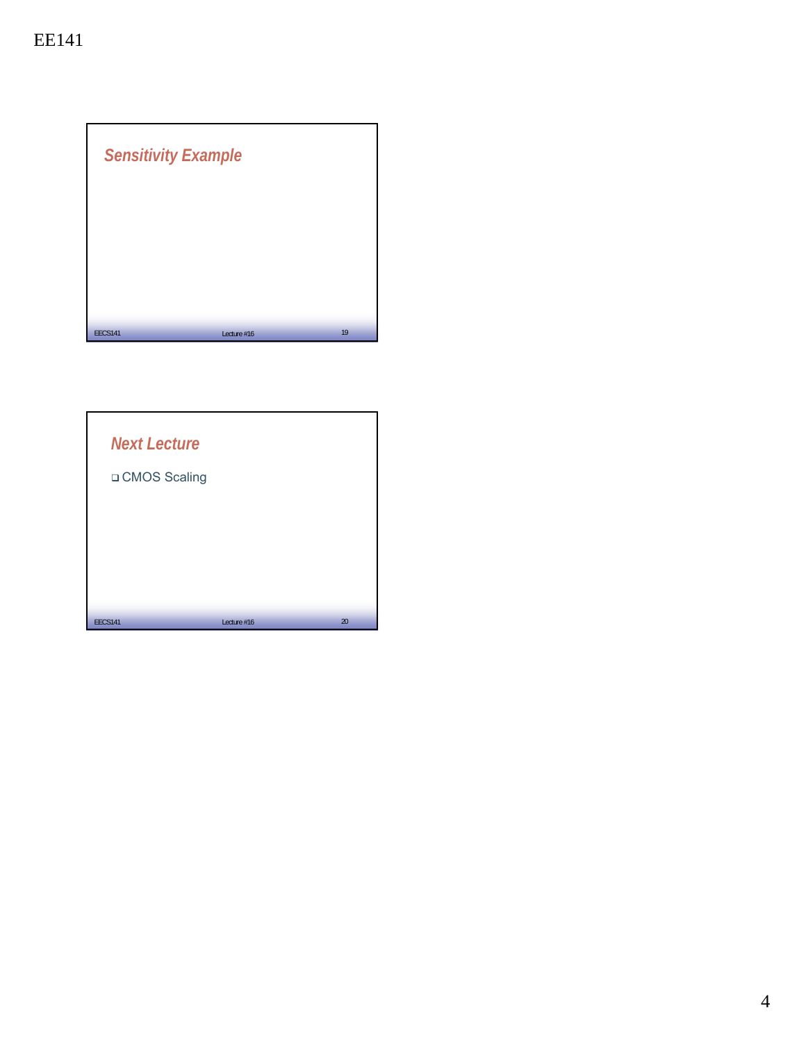## Sensitivity Example

## Next Lecture

- CMOS Scaling